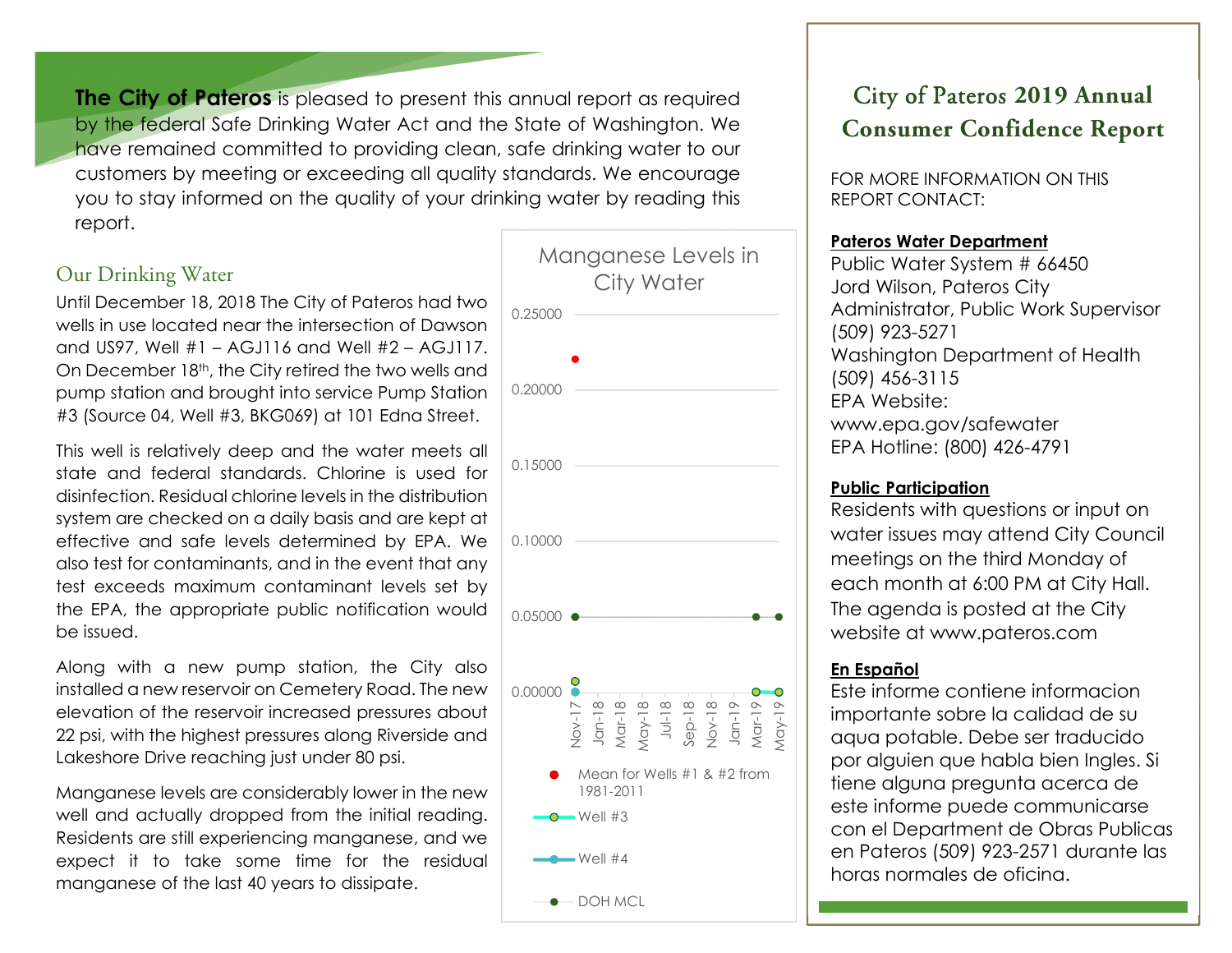**The City of Pateros** is pleased to present this annual report as required by the federal Safe Drinking Water Act and the State of Washington. We have remained committed to providing clean, safe drinking water to our customers by meeting or exceeding all quality standards. We encourage you to stay informed on the quality of your drinking water by reading this report.

## Our Drinking Water

Until December 18, 2018 The City of Pateros had two wells in use located near the intersection of Dawson and US97, Well #1 – AGJ116 and Well #2 – AGJ117. On December 18th, the City retired the two wells and pump station and brought into service Pump Station #3 (Source 04, Well #3, BKG069) at 101 Edna Street.

This well is relatively deep and the water meets all state and federal standards. Chlorine is used for disinfection. Residual chlorine levels in the distribution system are checked on a daily basis and are kept at effective and safe levels determined by EPA. We also test for contaminants, and in the event that any test exceeds maximum contaminant levels set by the EPA, the appropriate public notification would be issued.

Along with a new pump station, the City also installed a new reservoir on Cemetery Road. The new elevation of the reservoir increased pressures about 22 psi, with the highest pressures along Riverside and Lakeshore Drive reaching just under 80 psi.

Manganese levels are considerably lower in the new well and actually dropped from the initial reading. Residents are still experiencing manganese, and we expect it to take some time for the residual manganese of the last 40 years to dissipate.

Manganese Levels in City Water

Legend: Mean for Wells #1 & #2 from 1981-2011; Well #3; Well #4; DOH MCL

# City of Pateros 2019 Annual Consumer Confidence Report

FOR MORE INFORMATION ON THIS REPORT CONTACT:

**Pateros Water Department**
Public Water System # 66450
Jord Wilson, Pateros City Administrator, Public Work Supervisor
(509) 923-5271
Washington Department of Health
(509) 456-3115
EPA Website:
www.epa.gov/safewater
EPA Hotline: (800) 426-4791

**Public Participation**
Residents with questions or input on water issues may attend City Council meetings on the third Monday of each month at 6:00 PM at City Hall. The agenda is posted at the City website at www.pateros.com

**En Español**
Este informe contiene informacion importante sobre la calidad de su aqua potable. Debe ser traducido por alguien que habla bien Ingles. Si tiene alguna pregunta acerca de este informe puede communicarse con el Department de Obras Publicas en Pateros (509) 923-2571 durante las horas normales de oficina.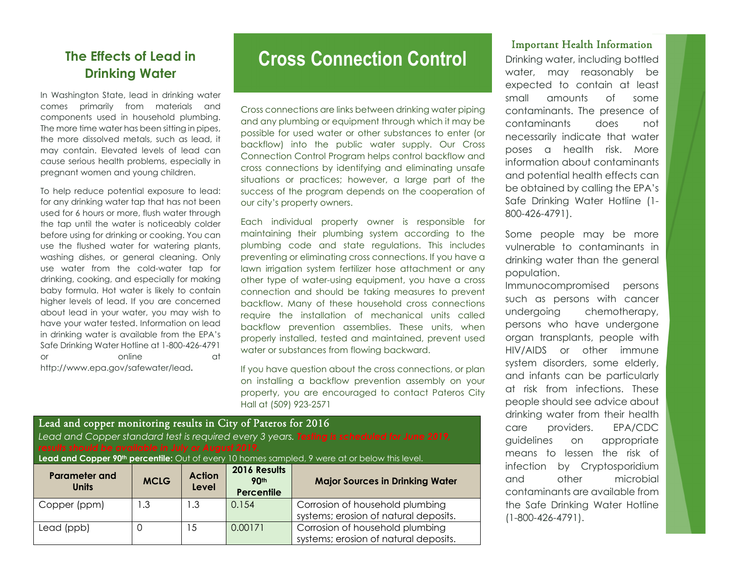## The Effects of Lead in Drinking Water

In Washington State, lead in drinking water comes primarily from materials and components used in household plumbing. The more time water has been sitting in pipes, the more dissolved metals, such as lead, it may contain. Elevated levels of lead can cause serious health problems, especially in pregnant women and young children.

To help reduce potential exposure to lead: for any drinking water tap that has not been used for 6 hours or more, flush water through the tap until the water is noticeably colder before using for drinking or cooking. You can use the flushed water for watering plants, washing dishes, or general cleaning. Only use water from the cold-water tap for drinking, cooking, and especially for making baby formula. Hot water is likely to contain higher levels of lead. If you are concerned about lead in your water, you may wish to have your water tested. Information on lead in drinking water is available from the EPA's Safe Drinking Water Hotline at 1-800-426-4791 or online at http://www.epa.gov/safewater/lead.

# Cross Connection Control

Cross connections are links between drinking water piping and any plumbing or equipment through which it may be possible for used water or other substances to enter (or backflow) into the public water supply. Our Cross Connection Control Program helps control backflow and cross connections by identifying and eliminating unsafe situations or practices; however, a large part of the success of the program depends on the cooperation of our city's property owners.

Each individual property owner is responsible for maintaining their plumbing system according to the plumbing code and state regulations. This includes preventing or eliminating cross connections. If you have a lawn irrigation system fertilizer hose attachment or any other type of water-using equipment, you have a cross connection and should be taking measures to prevent backflow. Many of these household cross connections require the installation of mechanical units called backflow prevention assemblies. These units, when properly installed, tested and maintained, prevent used water or substances from flowing backward.

If you have question about the cross connections, or plan on installing a backflow prevention assembly on your property, you are encouraged to contact Pateros City Hall at (509) 923-2571

### Lead and copper monitoring results in City of Pateros for 2016

*Lead and Copper standard test is required every 3 years. **Testing is scheduled for June 2019, results should be available in July or August 2019.***

**Lead and Copper 90th percentile:** Out of every 10 homes sampled, 9 were at or below this level.

| Parameter and Units | MCLG | Action Level | 2016 Results 90th Percentile | Major Sources in Drinking Water |
|---|---|---|---|---|
| Copper (ppm) | 1.3 | 1.3 | 0.154 | Corrosion of household plumbing systems; erosion of natural deposits. |
| Lead (ppb) | 0 | 15 | 0.00171 | Corrosion of household plumbing systems; erosion of natural deposits. |

### Important Health Information

Drinking water, including bottled water, may reasonably be expected to contain at least small amounts of some contaminants. The presence of contaminants does not necessarily indicate that water poses a health risk. More information about contaminants and potential health effects can be obtained by calling the EPA's Safe Drinking Water Hotline (1-800-426-4791).

Some people may be more vulnerable to contaminants in drinking water than the general population. Immunocompromised persons such as persons with cancer undergoing chemotherapy, persons who have undergone organ transplants, people with HIV/AIDS or other immune system disorders, some elderly, and infants can be particularly at risk from infections. These people should see advice about drinking water from their health care providers. EPA/CDC guidelines on appropriate means to lessen the risk of infection by Cryptosporidium and other microbial contaminants are available from the Safe Drinking Water Hotline (1-800-426-4791).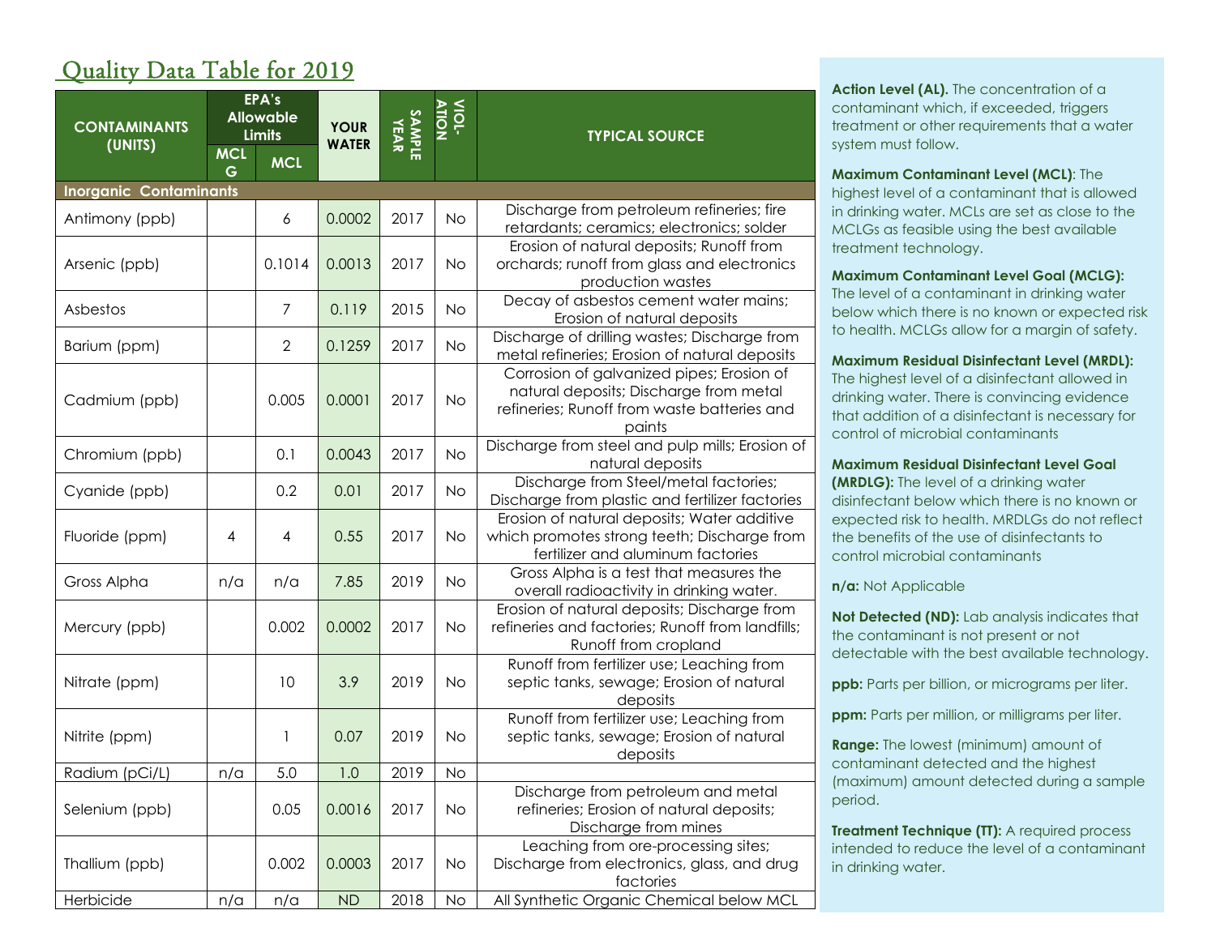## Quality Data Table for 2019

| CONTAMINANTS (UNITS) | EPA's Allowable Limits | | YOUR WATER | SAMPLE YEAR | VIOL-ATION | TYPICAL SOURCE |
|---|---|---|---|---|---|---|
| | MCLG | MCL | | | | |
| **Inorganic Contaminants** | | | | | | |
| Antimony (ppb) | | 6 | 0.0002 | 2017 | No | Discharge from petroleum refineries; fire retardants; ceramics; electronics; solder |
| Arsenic (ppb) | | 0.1014 | 0.0013 | 2017 | No | Erosion of natural deposits; Runoff from orchards; runoff from glass and electronics production wastes |
| Asbestos | | 7 | 0.119 | 2015 | No | Decay of asbestos cement water mains; Erosion of natural deposits |
| Barium (ppm) | | 2 | 0.1259 | 2017 | No | Discharge of drilling wastes; Discharge from metal refineries; Erosion of natural deposits |
| Cadmium (ppb) | | 0.005 | 0.0001 | 2017 | No | Corrosion of galvanized pipes; Erosion of natural deposits; Discharge from metal refineries; Runoff from waste batteries and paints |
| Chromium (ppb) | | 0.1 | 0.0043 | 2017 | No | Discharge from steel and pulp mills; Erosion of natural deposits |
| Cyanide (ppb) | | 0.2 | 0.01 | 2017 | No | Discharge from Steel/metal factories; Discharge from plastic and fertilizer factories |
| Fluoride (ppm) | 4 | 4 | 0.55 | 2017 | No | Erosion of natural deposits; Water additive which promotes strong teeth; Discharge from fertilizer and aluminum factories |
| Gross Alpha | n/a | n/a | 7.85 | 2019 | No | Gross Alpha is a test that measures the overall radioactivity in drinking water. |
| Mercury (ppb) | | 0.002 | 0.0002 | 2017 | No | Erosion of natural deposits; Discharge from refineries and factories; Runoff from landfills; Runoff from cropland |
| Nitrate (ppm) | | 10 | 3.9 | 2019 | No | Runoff from fertilizer use; Leaching from septic tanks, sewage; Erosion of natural deposits |
| Nitrite (ppm) | | 1 | 0.07 | 2019 | No | Runoff from fertilizer use; Leaching from septic tanks, sewage; Erosion of natural deposits |
| Radium (pCi/L) | n/a | 5.0 | 1.0 | 2019 | No | |
| Selenium (ppb) | | 0.05 | 0.0016 | 2017 | No | Discharge from petroleum and metal refineries; Erosion of natural deposits; Discharge from mines |
| Thallium (ppb) | | 0.002 | 0.0003 | 2017 | No | Leaching from ore-processing sites; Discharge from electronics, glass, and drug factories |
| Herbicide | n/a | n/a | ND | 2018 | No | All Synthetic Organic Chemical below MCL |

**Action Level (AL).** The concentration of a contaminant which, if exceeded, triggers treatment or other requirements that a water system must follow.

**Maximum Contaminant Level (MCL)**: The highest level of a contaminant that is allowed in drinking water. MCLs are set as close to the MCLGs as feasible using the best available treatment technology.

**Maximum Contaminant Level Goal (MCLG):** The level of a contaminant in drinking water below which there is no known or expected risk to health. MCLGs allow for a margin of safety.

**Maximum Residual Disinfectant Level (MRDL):** The highest level of a disinfectant allowed in drinking water. There is convincing evidence that addition of a disinfectant is necessary for control of microbial contaminants

**Maximum Residual Disinfectant Level Goal (MRDLG):** The level of a drinking water disinfectant below which there is no known or expected risk to health. MRDLGs do not reflect the benefits of the use of disinfectants to control microbial contaminants

**n/a:** Not Applicable

**Not Detected (ND):** Lab analysis indicates that the contaminant is not present or not detectable with the best available technology.

**ppb:** Parts per billion, or micrograms per liter.

**ppm:** Parts per million, or milligrams per liter.

**Range:** The lowest (minimum) amount of contaminant detected and the highest (maximum) amount detected during a sample period.

**Treatment Technique (TT):** A required process intended to reduce the level of a contaminant in drinking water.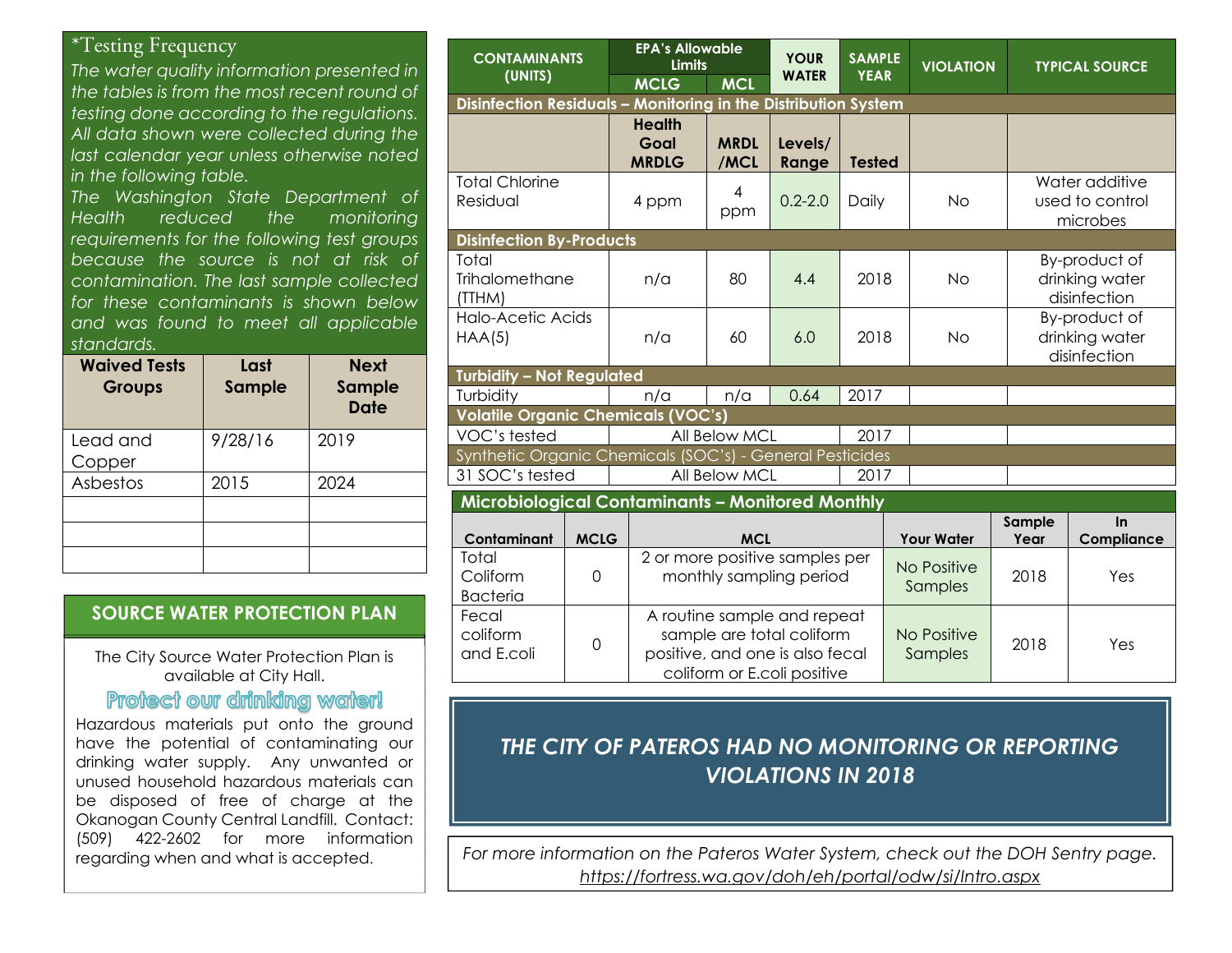## *Testing Frequency

*The water quality information presented in the tables is from the most recent round of testing done according to the regulations. All data shown were collected during the last calendar year unless otherwise noted in the following table.*

*The Washington State Department of Health reduced the monitoring requirements for the following test groups because the source is not at risk of contamination. The last sample collected for these contaminants is shown below and was found to meet all applicable standards.*

| Waived Tests Groups | Last Sample | Next Sample Date |
|---|---|---|
| Lead and Copper | 9/28/16 | 2019 |
| Asbestos | 2015 | 2024 |
| | | |
| | | |
| | | |

## SOURCE WATER PROTECTION PLAN

The City Source Water Protection Plan is available at City Hall.

**Protect our drinking water!**

Hazardous materials put onto the ground have the potential of contaminating our drinking water supply. Any unwanted or unused household hazardous materials can be disposed of free of charge at the Okanogan County Central Landfill. Contact: (509) 422-2602 for more information regarding when and what is accepted.

| CONTAMINANTS (UNITS) | EPA's Allowable Limits | | YOUR WATER | SAMPLE YEAR | VIOLATION | TYPICAL SOURCE |
|---|---|---|---|---|---|---|
| | MCLG | MCL | | | | |
| **Disinfection Residuals – Monitoring in the Distribution System** | | | | | | |
| | Health Goal MRDLG | MRDL /MCL | Levels/ Range | Tested | | |
| Total Chlorine Residual | 4 ppm | 4 ppm | 0.2-2.0 | Daily | No | Water additive used to control microbes |
| **Disinfection By-Products** | | | | | | |
| Total Trihalomethane (TTHM) | n/a | 80 | 4.4 | 2018 | No | By-product of drinking water disinfection |
| Halo-Acetic Acids HAA(5) | n/a | 60 | 6.0 | 2018 | No | By-product of drinking water disinfection |
| **Turbidity – Not Regulated** | | | | | | |
| Turbidity | n/a | n/a | 0.64 | 2017 | | |
| **Volatile Organic Chemicals (VOC's)** | | | | | | |
| VOC's tested | All Below MCL | | | 2017 | | |
| Synthetic Organic Chemicals (SOC's) - General Pesticides | | | | | | |
| 31 SOC's tested | All Below MCL | | | 2017 | | |

**Microbiological Contaminants – Monitored Monthly**

| Contaminant | MCLG | MCL | Your Water | Sample Year | In Compliance |
|---|---|---|---|---|---|
| Total Coliform Bacteria | 0 | 2 or more positive samples per monthly sampling period | No Positive Samples | 2018 | Yes |
| Fecal coliform and E.coli | 0 | A routine sample and repeat sample are total coliform positive, and one is also fecal coliform or E.coli positive | No Positive Samples | 2018 | Yes |

***THE CITY OF PATEROS HAD NO MONITORING OR REPORTING VIOLATIONS IN 2018***

*For more information on the Pateros Water System, check out the DOH Sentry page.*
*https://fortress.wa.gov/doh/eh/portal/odw/si/Intro.aspx*